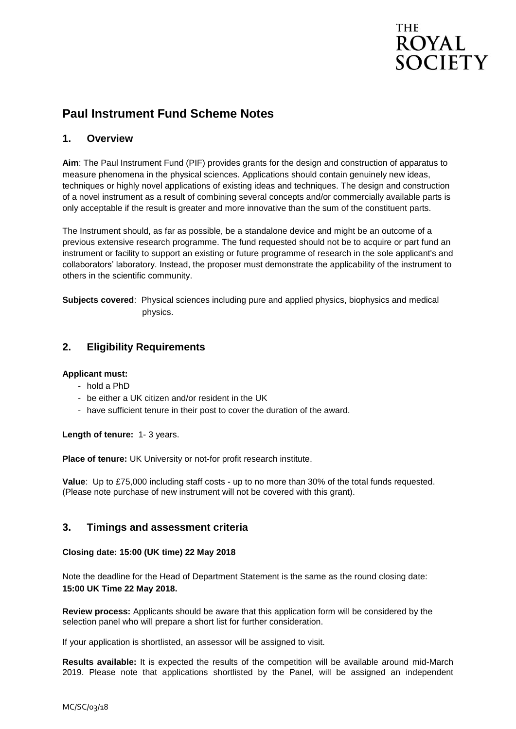THE
ROYAL
SOCIETY

# Paul Instrument Fund Scheme Notes

## 1. Overview

**Aim**: The Paul Instrument Fund (PIF) provides grants for the design and construction of apparatus to measure phenomena in the physical sciences. Applications should contain genuinely new ideas, techniques or highly novel applications of existing ideas and techniques. The design and construction of a novel instrument as a result of combining several concepts and/or commercially available parts is only acceptable if the result is greater and more innovative than the sum of the constituent parts.

The Instrument should, as far as possible, be a standalone device and might be an outcome of a previous extensive research programme. The fund requested should not be to acquire or part fund an instrument or facility to support an existing or future programme of research in the sole applicant's and collaborators' laboratory. Instead, the proposer must demonstrate the applicability of the instrument to others in the scientific community.

**Subjects covered**: Physical sciences including pure and applied physics, biophysics and medical physics.

## 2. Eligibility Requirements

**Applicant must:**

- hold a PhD
- be either a UK citizen and/or resident in the UK
- have sufficient tenure in their post to cover the duration of the award.

**Length of tenure:** 1- 3 years.

**Place of tenure:** UK University or not-for profit research institute.

**Value**: Up to £75,000 including staff costs - up to no more than 30% of the total funds requested. (Please note purchase of new instrument will not be covered with this grant).

## 3. Timings and assessment criteria

**Closing date: 15:00 (UK time) 22 May 2018**

Note the deadline for the Head of Department Statement is the same as the round closing date: **15:00 UK Time 22 May 2018.**

**Review process:** Applicants should be aware that this application form will be considered by the selection panel who will prepare a short list for further consideration.

If your application is shortlisted, an assessor will be assigned to visit.

**Results available:** It is expected the results of the competition will be available around mid-March 2019. Please note that applications shortlisted by the Panel, will be assigned an independent

MC/SC/03/18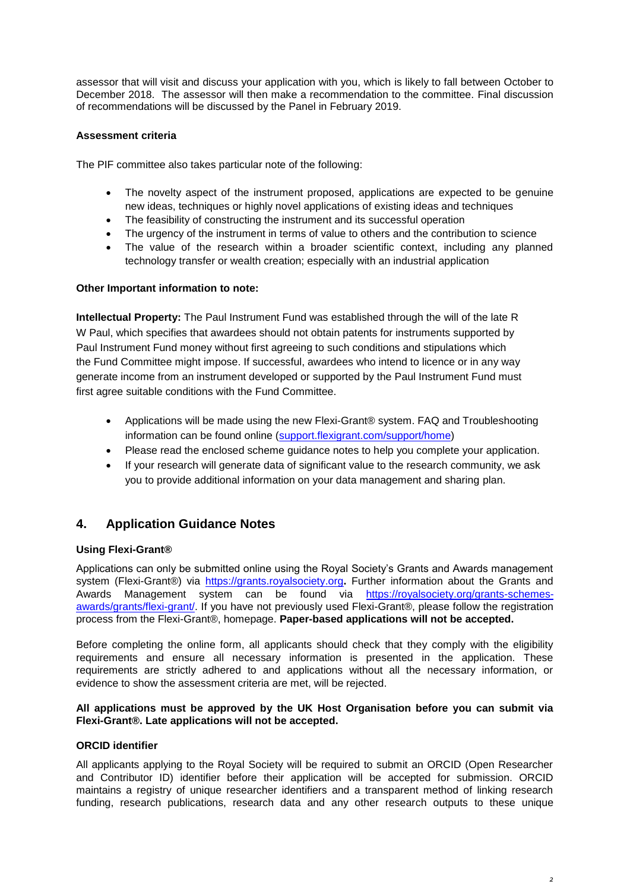assessor that will visit and discuss your application with you, which is likely to fall between October to December 2018. The assessor will then make a recommendation to the committee. Final discussion of recommendations will be discussed by the Panel in February 2019.

**Assessment criteria**

The PIF committee also takes particular note of the following:

- The novelty aspect of the instrument proposed, applications are expected to be genuine new ideas, techniques or highly novel applications of existing ideas and techniques
- The feasibility of constructing the instrument and its successful operation
- The urgency of the instrument in terms of value to others and the contribution to science
- The value of the research within a broader scientific context, including any planned technology transfer or wealth creation; especially with an industrial application

**Other Important information to note:**

**Intellectual Property:** The Paul Instrument Fund was established through the will of the late R W Paul, which specifies that awardees should not obtain patents for instruments supported by Paul Instrument Fund money without first agreeing to such conditions and stipulations which the Fund Committee might impose. If successful, awardees who intend to licence or in any way generate income from an instrument developed or supported by the Paul Instrument Fund must first agree suitable conditions with the Fund Committee.

- Applications will be made using the new Flexi-Grant® system. FAQ and Troubleshooting information can be found online (support.flexigrant.com/support/home)
- Please read the enclosed scheme guidance notes to help you complete your application.
- If your research will generate data of significant value to the research community, we ask you to provide additional information on your data management and sharing plan.

## 4. Application Guidance Notes

**Using Flexi-Grant®**

Applications can only be submitted online using the Royal Society's Grants and Awards management system (Flexi-Grant®) via https://grants.royalsociety.org**.** Further information about the Grants and Awards Management system can be found via https://royalsociety.org/grants-schemes-awards/grants/flexi-grant/. If you have not previously used Flexi-Grant®, please follow the registration process from the Flexi-Grant®, homepage. **Paper-based applications will not be accepted.**

Before completing the online form, all applicants should check that they comply with the eligibility requirements and ensure all necessary information is presented in the application. These requirements are strictly adhered to and applications without all the necessary information, or evidence to show the assessment criteria are met, will be rejected.

**All applications must be approved by the UK Host Organisation before you can submit via Flexi-Grant®. Late applications will not be accepted.**

**ORCID identifier**

All applicants applying to the Royal Society will be required to submit an ORCID (Open Researcher and Contributor ID) identifier before their application will be accepted for submission. ORCID maintains a registry of unique researcher identifiers and a transparent method of linking research funding, research publications, research data and any other research outputs to these unique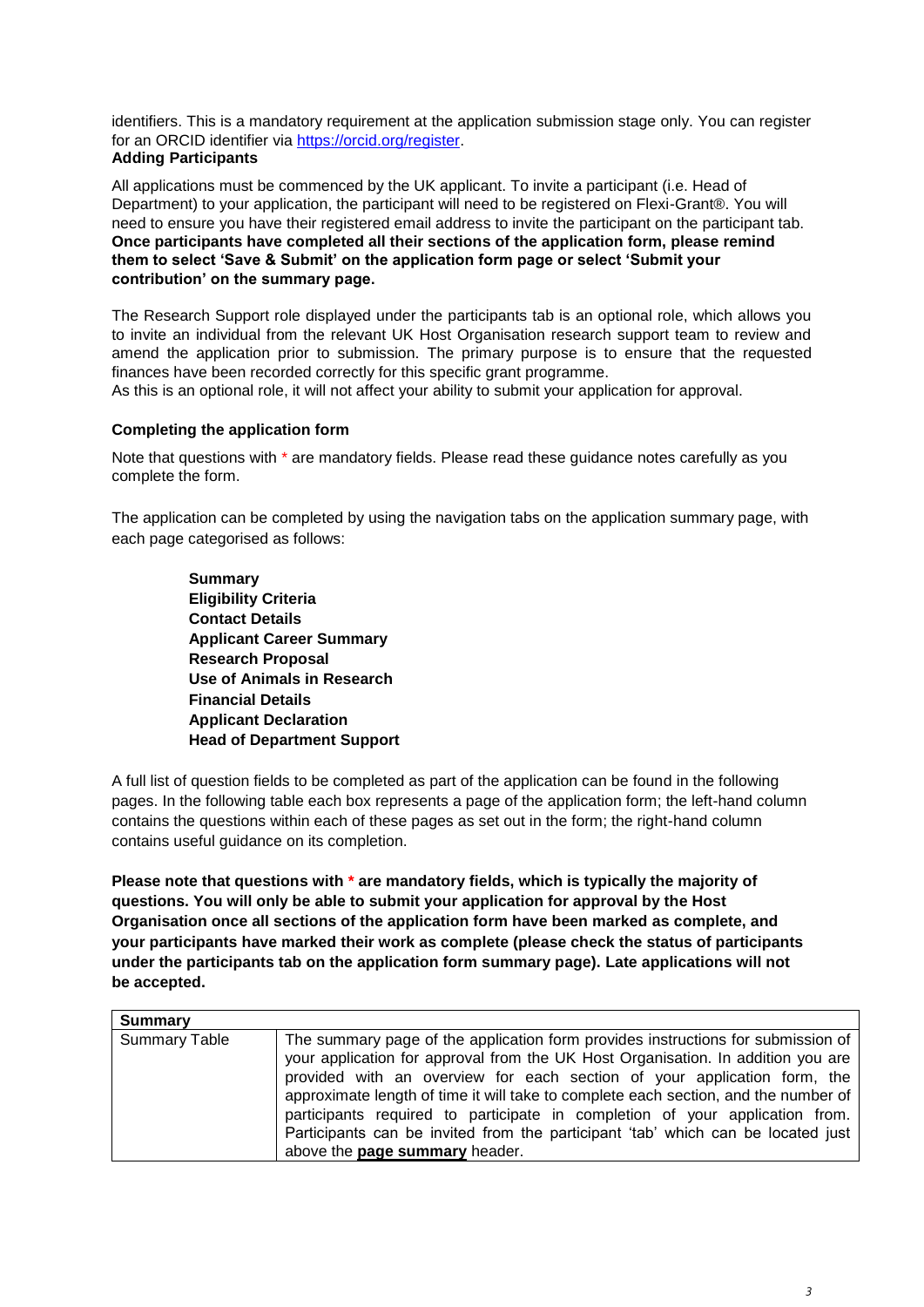identifiers. This is a mandatory requirement at the application submission stage only. You can register for an ORCID identifier via https://orcid.org/register.

**Adding Participants**

All applications must be commenced by the UK applicant. To invite a participant (i.e. Head of Department) to your application, the participant will need to be registered on Flexi-Grant®. You will need to ensure you have their registered email address to invite the participant on the participant tab. **Once participants have completed all their sections of the application form, please remind them to select 'Save & Submit' on the application form page or select 'Submit your contribution' on the summary page.**

The Research Support role displayed under the participants tab is an optional role, which allows you to invite an individual from the relevant UK Host Organisation research support team to review and amend the application prior to submission. The primary purpose is to ensure that the requested finances have been recorded correctly for this specific grant programme.
As this is an optional role, it will not affect your ability to submit your application for approval.

**Completing the application form**

Note that questions with * are mandatory fields. Please read these guidance notes carefully as you complete the form.

The application can be completed by using the navigation tabs on the application summary page, with each page categorised as follows:

- **Summary**
- **Eligibility Criteria**
- **Contact Details**
- **Applicant Career Summary**
- **Research Proposal**
- **Use of Animals in Research**
- **Financial Details**
- **Applicant Declaration**
- **Head of Department Support**

A full list of question fields to be completed as part of the application can be found in the following pages. In the following table each box represents a page of the application form; the left-hand column contains the questions within each of these pages as set out in the form; the right-hand column contains useful guidance on its completion.

**Please note that questions with * are mandatory fields, which is typically the majority of questions. You will only be able to submit your application for approval by the Host Organisation once all sections of the application form have been marked as complete, and your participants have marked their work as complete (please check the status of participants under the participants tab on the application form summary page). Late applications will not be accepted.**

| **Summary** | |
|---|---|
| Summary Table | The summary page of the application form provides instructions for submission of your application for approval from the UK Host Organisation. In addition you are provided with an overview for each section of your application form, the approximate length of time it will take to complete each section, and the number of participants required to participate in completion of your application from. Participants can be invited from the participant 'tab' which can be located just above the **page summary** header. |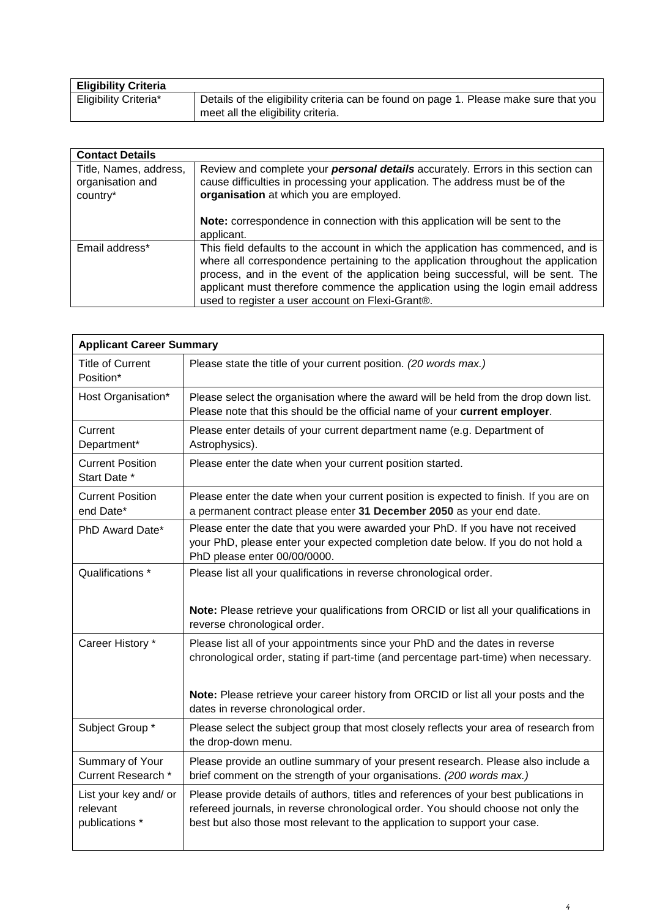| **Eligibility Criteria** | |
|---|---|
| Eligibility Criteria* | Details of the eligibility criteria can be found on page 1. Please make sure that you meet all the eligibility criteria. |

| **Contact Details** | |
|---|---|
| Title, Names, address, organisation and country* | Review and complete your ***personal details*** accurately. Errors in this section can cause difficulties in processing your application. The address must be of the **organisation** at which you are employed.<br><br>**Note:** correspondence in connection with this application will be sent to the applicant. |
| Email address* | This field defaults to the account in which the application has commenced, and is where all correspondence pertaining to the application throughout the application process, and in the event of the application being successful, will be sent. The applicant must therefore commence the application using the login email address used to register a user account on Flexi-Grant®. |

| **Applicant Career Summary** | |
|---|---|
| Title of Current Position* | Please state the title of your current position. *(20 words max.)* |
| Host Organisation* | Please select the organisation where the award will be held from the drop down list. Please note that this should be the official name of your **current employer**. |
| Current Department* | Please enter details of your current department name (e.g. Department of Astrophysics). |
| Current Position Start Date * | Please enter the date when your current position started. |
| Current Position end Date* | Please enter the date when your current position is expected to finish. If you are on a permanent contract please enter **31 December 2050** as your end date. |
| PhD Award Date* | Please enter the date that you were awarded your PhD. If you have not received your PhD, please enter your expected completion date below. If you do not hold a PhD please enter 00/00/0000. |
| Qualifications * | Please list all your qualifications in reverse chronological order.<br><br>**Note:** Please retrieve your qualifications from ORCID or list all your qualifications in reverse chronological order. |
| Career History * | Please list all of your appointments since your PhD and the dates in reverse chronological order, stating if part-time (and percentage part-time) when necessary.<br><br>**Note:** Please retrieve your career history from ORCID or list all your posts and the dates in reverse chronological order. |
| Subject Group * | Please select the subject group that most closely reflects your area of research from the drop-down menu. |
| Summary of Your Current Research * | Please provide an outline summary of your present research. Please also include a brief comment on the strength of your organisations. *(200 words max.)* |
| List your key and/ or relevant publications * | Please provide details of authors, titles and references of your best publications in refereed journals, in reverse chronological order. You should choose not only the best but also those most relevant to the application to support your case. |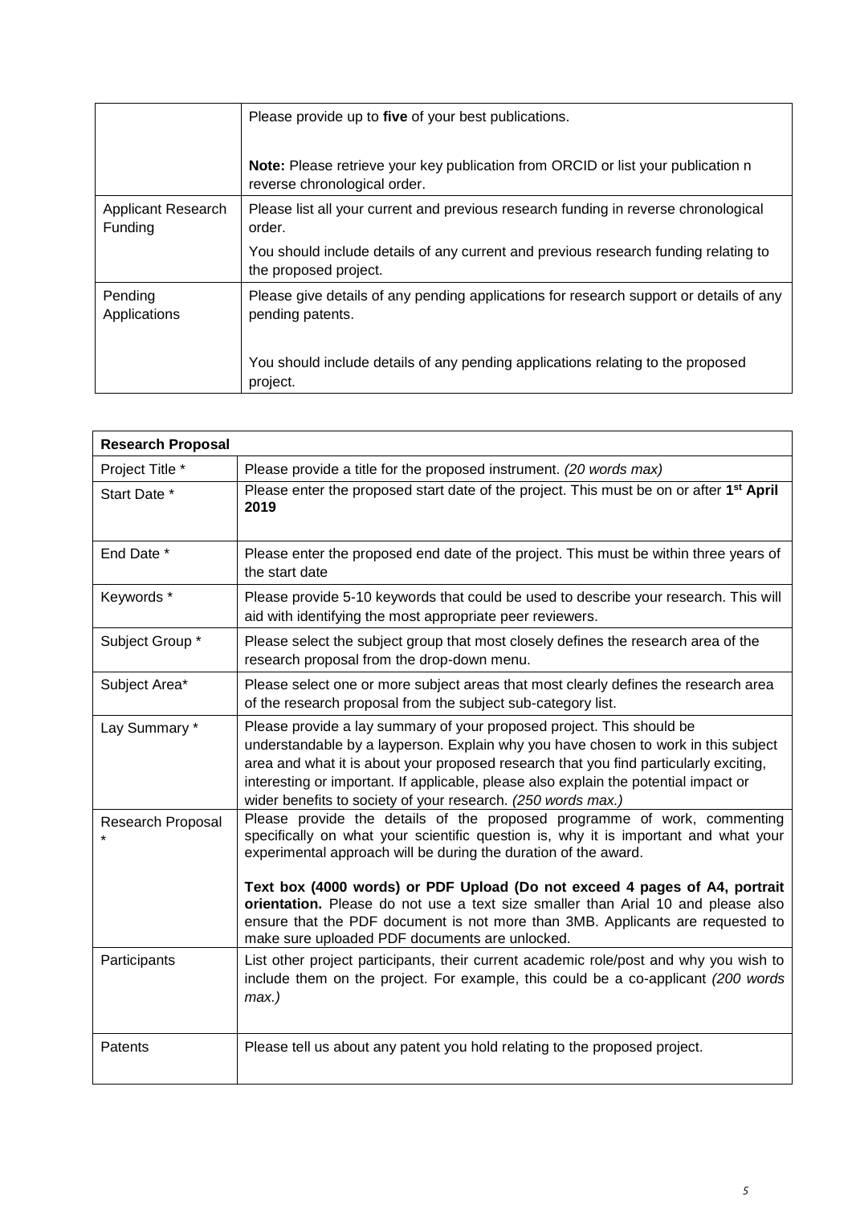| | |
|---|---|
| | Please provide up to **five** of your best publications.<br><br>**Note:** Please retrieve your key publication from ORCID or list your publication n reverse chronological order. |
| Applicant Research Funding | Please list all your current and previous research funding in reverse chronological order.<br><br>You should include details of any current and previous research funding relating to the proposed project. |
| Pending Applications | Please give details of any pending applications for research support or details of any pending patents.<br><br>You should include details of any pending applications relating to the proposed project. |

| **Research Proposal** | |
|---|---|
| Project Title * | Please provide a title for the proposed instrument. *(20 words max)* |
| Start Date * | Please enter the proposed start date of the project. This must be on or after **1st April 2019** |
| End Date * | Please enter the proposed end date of the project. This must be within three years of the start date |
| Keywords * | Please provide 5-10 keywords that could be used to describe your research. This will aid with identifying the most appropriate peer reviewers. |
| Subject Group * | Please select the subject group that most closely defines the research area of the research proposal from the drop-down menu. |
| Subject Area* | Please select one or more subject areas that most clearly defines the research area of the research proposal from the subject sub-category list. |
| Lay Summary * | Please provide a lay summary of your proposed project. This should be understandable by a layperson. Explain why you have chosen to work in this subject area and what it is about your proposed research that you find particularly exciting, interesting or important. If applicable, please also explain the potential impact or wider benefits to society of your research. *(250 words max.)* |
| Research Proposal * | Please provide the details of the proposed programme of work, commenting specifically on what your scientific question is, why it is important and what your experimental approach will be during the duration of the award.<br><br>**Text box (4000 words) or PDF Upload (Do not exceed 4 pages of A4, portrait orientation.** Please do not use a text size smaller than Arial 10 and please also ensure that the PDF document is not more than 3MB. Applicants are requested to make sure uploaded PDF documents are unlocked. |
| Participants | List other project participants, their current academic role/post and why you wish to include them on the project. For example, this could be a co-applicant *(200 words max.)* |
| Patents | Please tell us about any patent you hold relating to the proposed project. |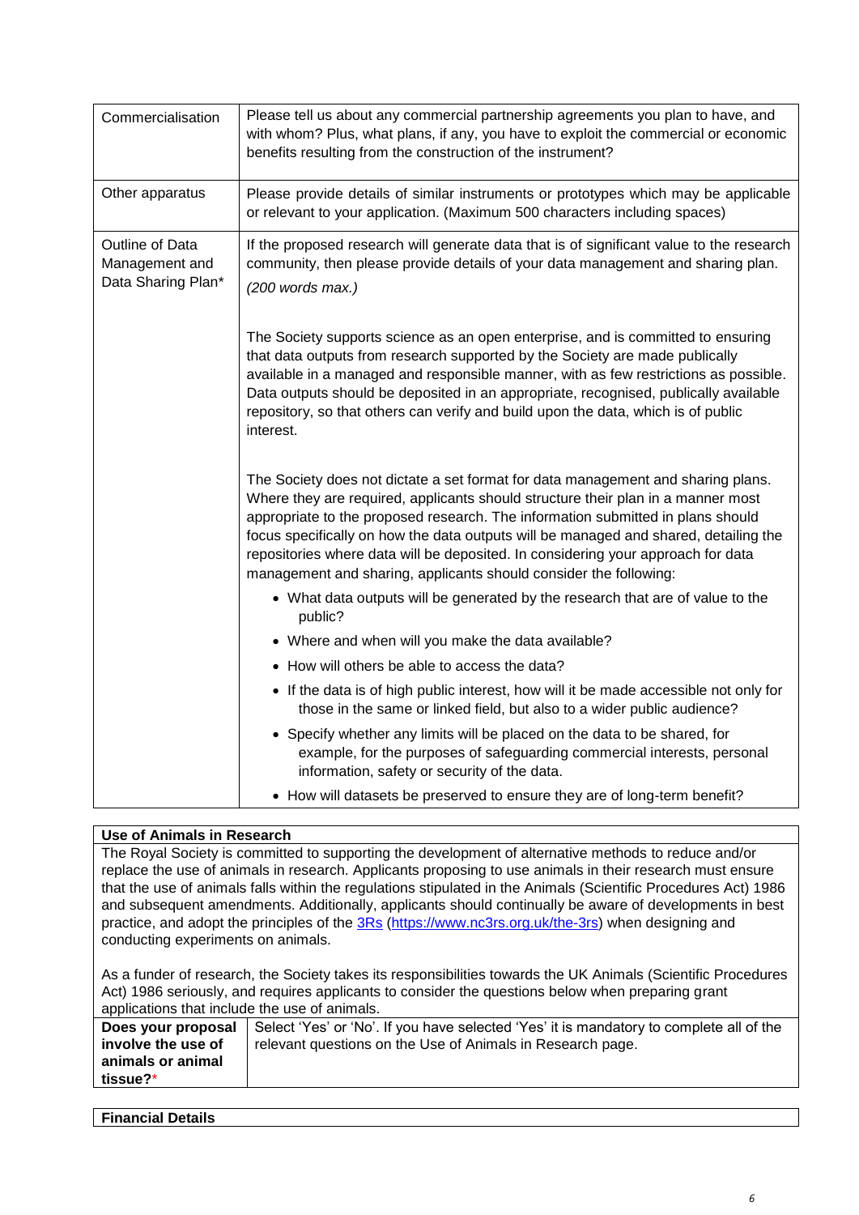| | |
|---|---|
| Commercialisation | Please tell us about any commercial partnership agreements you plan to have, and with whom? Plus, what plans, if any, you have to exploit the commercial or economic benefits resulting from the construction of the instrument? |
| Other apparatus | Please provide details of similar instruments or prototypes which may be applicable or relevant to your application. (Maximum 500 characters including spaces) |
| Outline of Data Management and Data Sharing Plan* | If the proposed research will generate data that is of significant value to the research community, then please provide details of your data management and sharing plan. *(200 words max.)*<br><br>The Society supports science as an open enterprise, and is committed to ensuring that data outputs from research supported by the Society are made publically available in a managed and responsible manner, with as few restrictions as possible. Data outputs should be deposited in an appropriate, recognised, publically available repository, so that others can verify and build upon the data, which is of public interest.<br><br>The Society does not dictate a set format for data management and sharing plans. Where they are required, applicants should structure their plan in a manner most appropriate to the proposed research. The information submitted in plans should focus specifically on how the data outputs will be managed and shared, detailing the repositories where data will be deposited. In considering your approach for data management and sharing, applicants should consider the following:<br>• What data outputs will be generated by the research that are of value to the public?<br>• Where and when will you make the data available?<br>• How will others be able to access the data?<br>• If the data is of high public interest, how will it be made accessible not only for those in the same or linked field, but also to a wider public audience?<br>• Specify whether any limits will be placed on the data to be shared, for example, for the purposes of safeguarding commercial interests, personal information, safety or security of the data.<br>• How will datasets be preserved to ensure they are of long-term benefit? |

**Use of Animals in Research**

The Royal Society is committed to supporting the development of alternative methods to reduce and/or replace the use of animals in research. Applicants proposing to use animals in their research must ensure that the use of animals falls within the regulations stipulated in the Animals (Scientific Procedures Act) 1986 and subsequent amendments. Additionally, applicants should continually be aware of developments in best practice, and adopt the principles of the 3Rs (https://www.nc3rs.org.uk/the-3rs) when designing and conducting experiments on animals.

As a funder of research, the Society takes its responsibilities towards the UK Animals (Scientific Procedures Act) 1986 seriously, and requires applicants to consider the questions below when preparing grant applications that include the use of animals.

| | |
|---|---|
| **Does your proposal involve the use of animals or animal tissue?*** | Select 'Yes' or 'No'. If you have selected 'Yes' it is mandatory to complete all of the relevant questions on the Use of Animals in Research page. |

**Financial Details**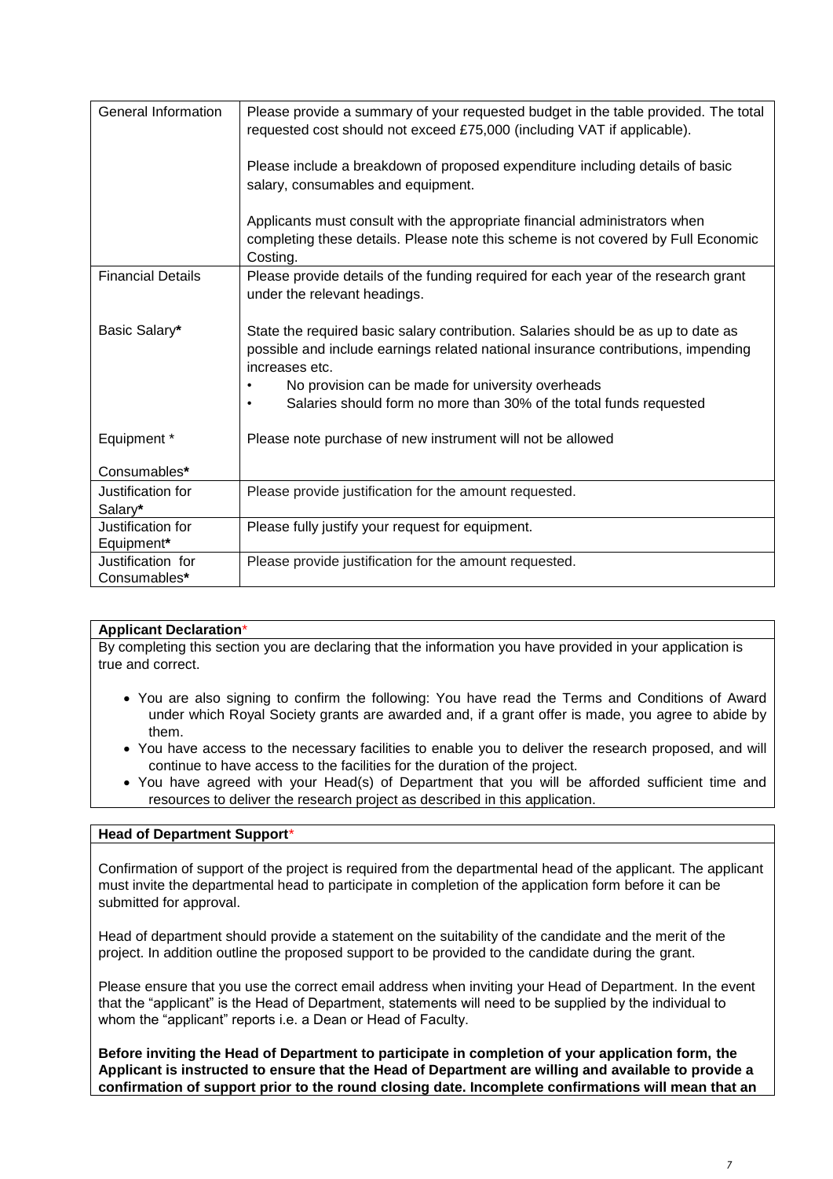| General Information | Please provide a summary of your requested budget in the table provided. The total requested cost should not exceed £75,000 (including VAT if applicable).<br><br>Please include a breakdown of proposed expenditure including details of basic salary, consumables and equipment.<br><br>Applicants must consult with the appropriate financial administrators when completing these details. Please note this scheme is not covered by Full Economic Costing. |
|---|---|
| Financial Details<br><br>Basic Salary**\***<br><br>Equipment *<br><br>Consumables**\*** | Please provide details of the funding required for each year of the research grant under the relevant headings.<br><br>State the required basic salary contribution. Salaries should be as up to date as possible and include earnings related national insurance contributions, impending increases etc.<br>• No provision can be made for university overheads<br>• Salaries should form no more than 30% of the total funds requested<br><br>Please note purchase of new instrument will not be allowed |
| Justification for Salary**\*** | Please provide justification for the amount requested. |
| Justification for Equipment**\*** | Please fully justify your request for equipment. |
| Justification for Consumables**\*** | Please provide justification for the amount requested. |

**Applicant Declaration***

By completing this section you are declaring that the information you have provided in your application is true and correct.

- You are also signing to confirm the following: You have read the Terms and Conditions of Award under which Royal Society grants are awarded and, if a grant offer is made, you agree to abide by them.
- You have access to the necessary facilities to enable you to deliver the research proposed, and will continue to have access to the facilities for the duration of the project.
- You have agreed with your Head(s) of Department that you will be afforded sufficient time and resources to deliver the research project as described in this application.

**Head of Department Support***

Confirmation of support of the project is required from the departmental head of the applicant. The applicant must invite the departmental head to participate in completion of the application form before it can be submitted for approval.

Head of department should provide a statement on the suitability of the candidate and the merit of the project. In addition outline the proposed support to be provided to the candidate during the grant.

Please ensure that you use the correct email address when inviting your Head of Department. In the event that the "applicant" is the Head of Department, statements will need to be supplied by the individual to whom the "applicant" reports i.e. a Dean or Head of Faculty.

**Before inviting the Head of Department to participate in completion of your application form, the Applicant is instructed to ensure that the Head of Department are willing and available to provide a confirmation of support prior to the round closing date. Incomplete confirmations will mean that an**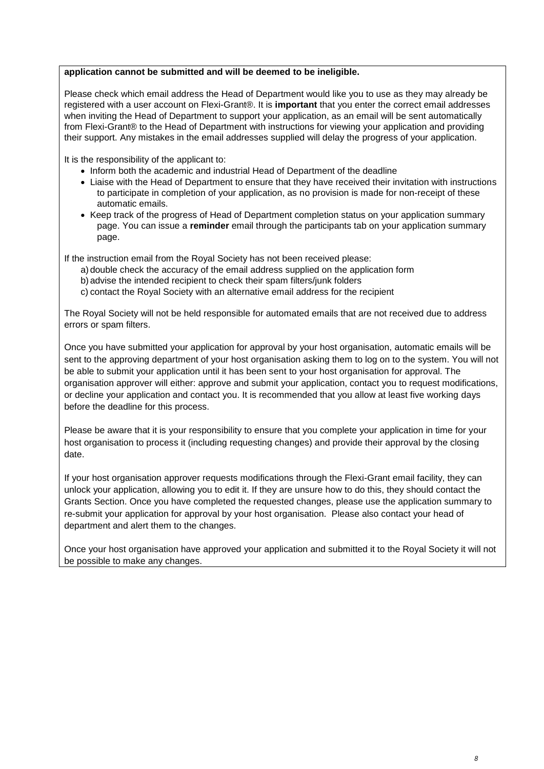**application cannot be submitted and will be deemed to be ineligible.**

Please check which email address the Head of Department would like you to use as they may already be registered with a user account on Flexi-Grant®. It is **important** that you enter the correct email addresses when inviting the Head of Department to support your application, as an email will be sent automatically from Flexi-Grant® to the Head of Department with instructions for viewing your application and providing their support. Any mistakes in the email addresses supplied will delay the progress of your application.

It is the responsibility of the applicant to:

- Inform both the academic and industrial Head of Department of the deadline
- Liaise with the Head of Department to ensure that they have received their invitation with instructions to participate in completion of your application, as no provision is made for non-receipt of these automatic emails.
- Keep track of the progress of Head of Department completion status on your application summary page. You can issue a **reminder** email through the participants tab on your application summary page.

If the instruction email from the Royal Society has not been received please:

a) double check the accuracy of the email address supplied on the application form
b) advise the intended recipient to check their spam filters/junk folders
c) contact the Royal Society with an alternative email address for the recipient

The Royal Society will not be held responsible for automated emails that are not received due to address errors or spam filters.

Once you have submitted your application for approval by your host organisation, automatic emails will be sent to the approving department of your host organisation asking them to log on to the system. You will not be able to submit your application until it has been sent to your host organisation for approval. The organisation approver will either: approve and submit your application, contact you to request modifications, or decline your application and contact you. It is recommended that you allow at least five working days before the deadline for this process.

Please be aware that it is your responsibility to ensure that you complete your application in time for your host organisation to process it (including requesting changes) and provide their approval by the closing date.

If your host organisation approver requests modifications through the Flexi-Grant email facility, they can unlock your application, allowing you to edit it. If they are unsure how to do this, they should contact the Grants Section. Once you have completed the requested changes, please use the application summary to re-submit your application for approval by your host organisation. Please also contact your head of department and alert them to the changes.

Once your host organisation have approved your application and submitted it to the Royal Society it will not be possible to make any changes.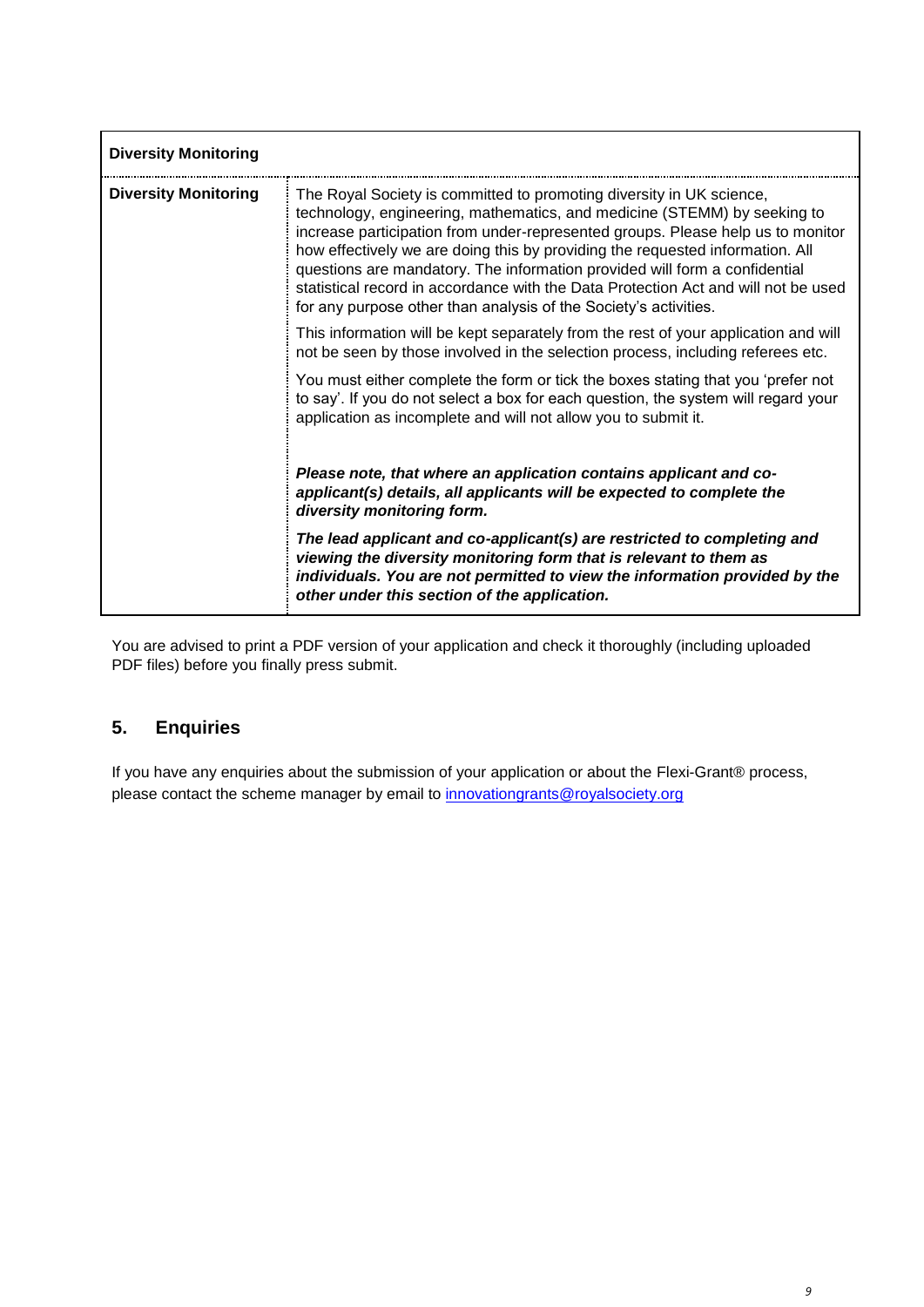| Diversity Monitoring | |
|---|---|
| **Diversity Monitoring** | The Royal Society is committed to promoting diversity in UK science, technology, engineering, mathematics, and medicine (STEMM) by seeking to increase participation from under-represented groups. Please help us to monitor how effectively we are doing this by providing the requested information. All questions are mandatory. The information provided will form a confidential statistical record in accordance with the Data Protection Act and will not be used for any purpose other than analysis of the Society's activities.<br><br>This information will be kept separately from the rest of your application and will not be seen by those involved in the selection process, including referees etc.<br><br>You must either complete the form or tick the boxes stating that you 'prefer not to say'. If you do not select a box for each question, the system will regard your application as incomplete and will not allow you to submit it.<br><br>***Please note, that where an application contains applicant and co-applicant(s) details, all applicants will be expected to complete the diversity monitoring form.***<br><br>***The lead applicant and co-applicant(s) are restricted to completing and viewing the diversity monitoring form that is relevant to them as individuals. You are not permitted to view the information provided by the other under this section of the application.*** |

You are advised to print a PDF version of your application and check it thoroughly (including uploaded PDF files) before you finally press submit.

## 5. Enquiries

If you have any enquiries about the submission of your application or about the Flexi-Grant® process, please contact the scheme manager by email to innovationgrants@royalsociety.org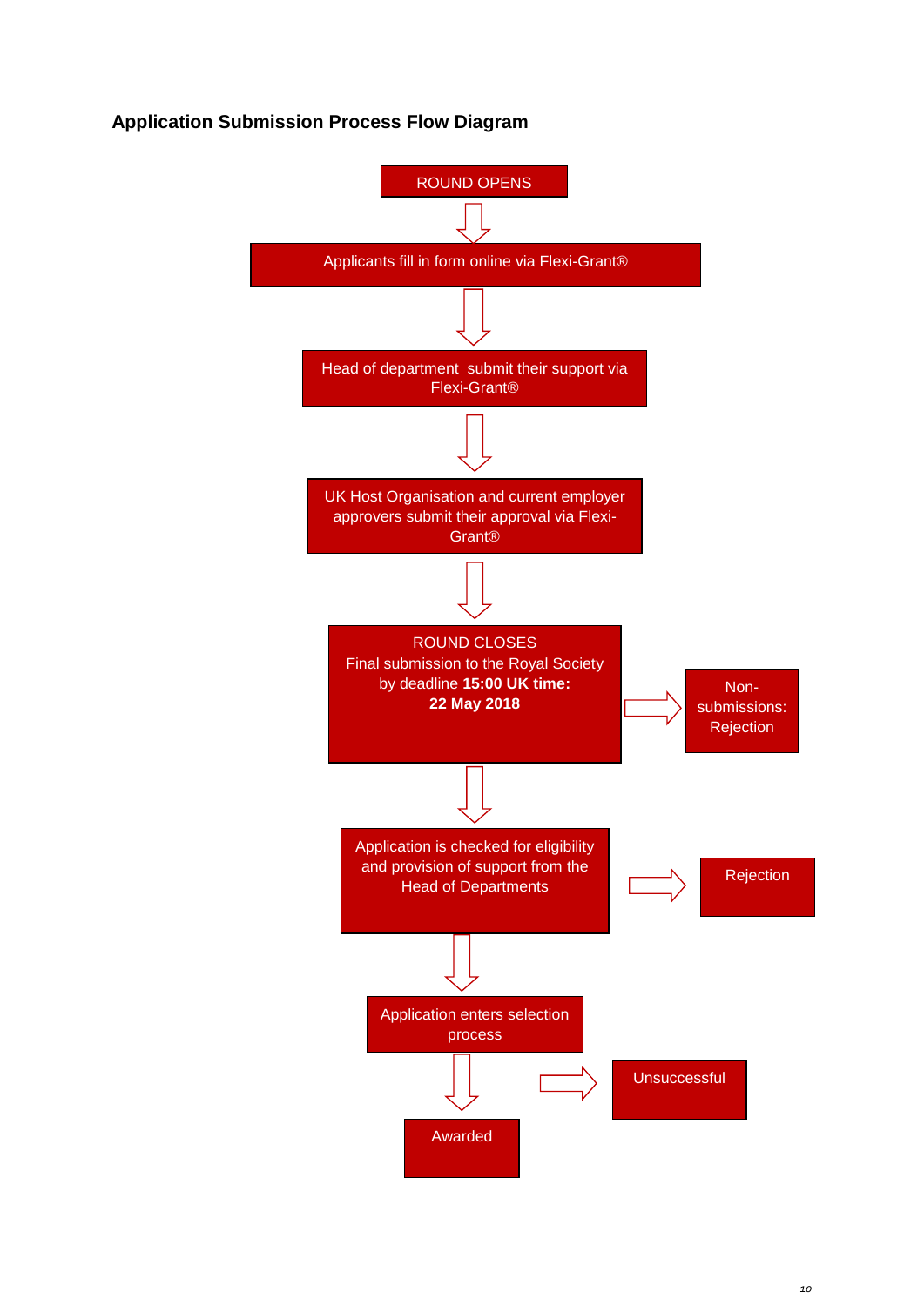### Application Submission Process Flow Diagram

ROUND OPENS

Applicants fill in form online via Flexi-Grant®

Head of department submit their support via Flexi-Grant®

UK Host Organisation and current employer approvers submit their approval via Flexi-Grant®

ROUND CLOSES
Final submission to the Royal Society by deadline **15:00 UK time:**
**22 May 2018**

Non-submissions: Rejection

Application is checked for eligibility and provision of support from the Head of Departments

Rejection

Application enters selection process

Unsuccessful

Awarded